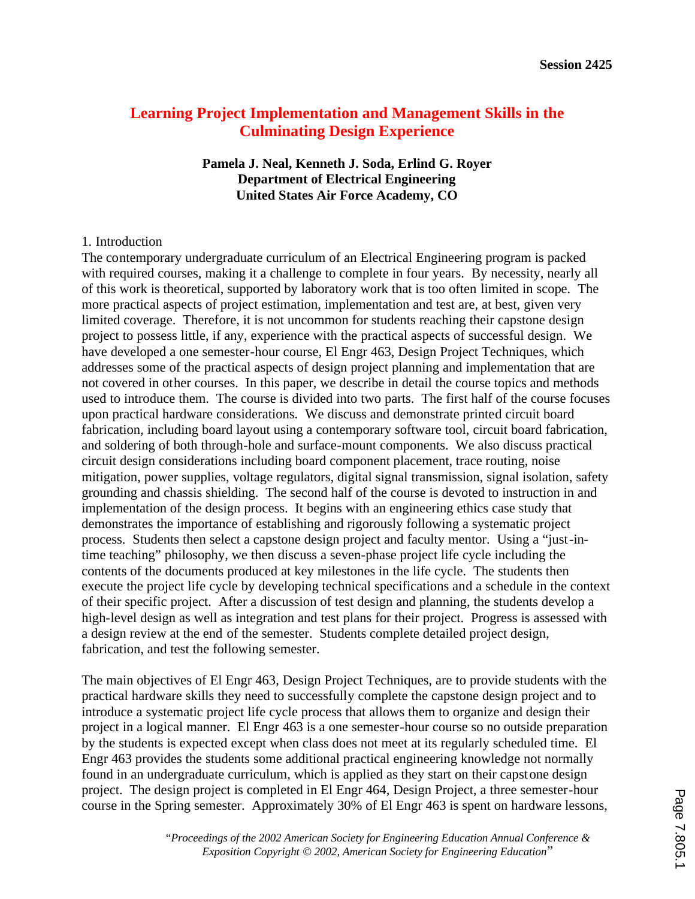# Learning Project Implementation and Management Skills in the Culminating Design Experience

**Pamela J. Neal, Kenneth J. Soda, Erlind G. Royer**
**Department of Electrical Engineering**
**United States Air Force Academy, CO**

## 1. Introduction

The contemporary undergraduate curriculum of an Electrical Engineering program is packed with required courses, making it a challenge to complete in four years. By necessity, nearly all of this work is theoretical, supported by laboratory work that is too often limited in scope. The more practical aspects of project estimation, implementation and test are, at best, given very limited coverage. Therefore, it is not uncommon for students reaching their capstone design project to possess little, if any, experience with the practical aspects of successful design. We have developed a one semester-hour course, El Engr 463, Design Project Techniques, which addresses some of the practical aspects of design project planning and implementation that are not covered in other courses. In this paper, we describe in detail the course topics and methods used to introduce them. The course is divided into two parts. The first half of the course focuses upon practical hardware considerations. We discuss and demonstrate printed circuit board fabrication, including board layout using a contemporary software tool, circuit board fabrication, and soldering of both through-hole and surface-mount components. We also discuss practical circuit design considerations including board component placement, trace routing, noise mitigation, power supplies, voltage regulators, digital signal transmission, signal isolation, safety grounding and chassis shielding. The second half of the course is devoted to instruction in and implementation of the design process. It begins with an engineering ethics case study that demonstrates the importance of establishing and rigorously following a systematic project process. Students then select a capstone design project and faculty mentor. Using a "just-in-time teaching" philosophy, we then discuss a seven-phase project life cycle including the contents of the documents produced at key milestones in the life cycle. The students then execute the project life cycle by developing technical specifications and a schedule in the context of their specific project. After a discussion of test design and planning, the students develop a high-level design as well as integration and test plans for their project. Progress is assessed with a design review at the end of the semester. Students complete detailed project design, fabrication, and test the following semester.

The main objectives of El Engr 463, Design Project Techniques, are to provide students with the practical hardware skills they need to successfully complete the capstone design project and to introduce a systematic project life cycle process that allows them to organize and design their project in a logical manner. El Engr 463 is a one semester-hour course so no outside preparation by the students is expected except when class does not meet at its regularly scheduled time. El Engr 463 provides the students some additional practical engineering knowledge not normally found in an undergraduate curriculum, which is applied as they start on their capstone design project. The design project is completed in El Engr 464, Design Project, a three semester-hour course in the Spring semester. Approximately 30% of El Engr 463 is spent on hardware lessons,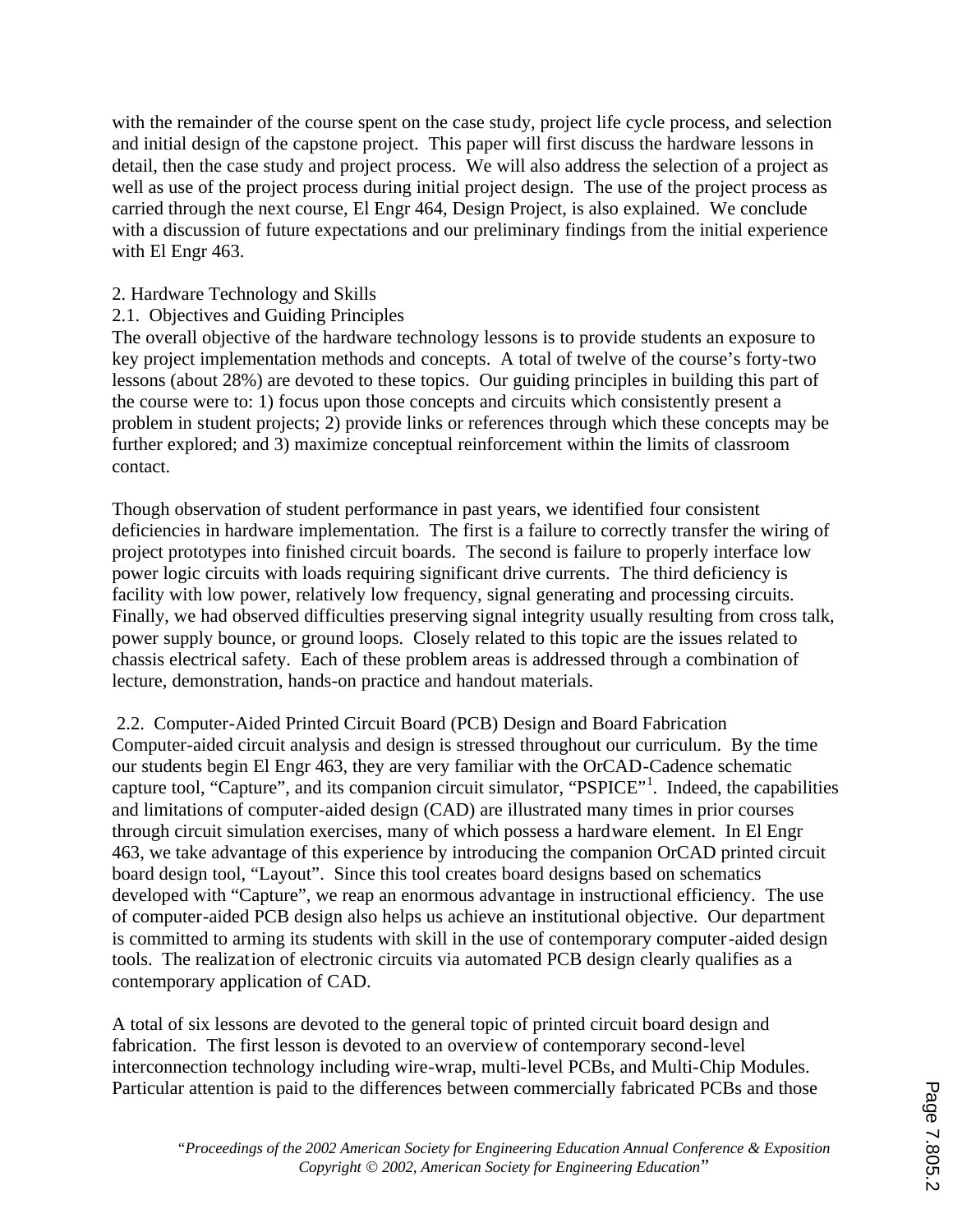with the remainder of the course spent on the case study, project life cycle process, and selection and initial design of the capstone project. This paper will first discuss the hardware lessons in detail, then the case study and project process. We will also address the selection of a project as well as use of the project process during initial project design. The use of the project process as carried through the next course, El Engr 464, Design Project, is also explained. We conclude with a discussion of future expectations and our preliminary findings from the initial experience with El Engr 463.

## 2. Hardware Technology and Skills

### 2.1. Objectives and Guiding Principles

The overall objective of the hardware technology lessons is to provide students an exposure to key project implementation methods and concepts. A total of twelve of the course's forty-two lessons (about 28%) are devoted to these topics. Our guiding principles in building this part of the course were to: 1) focus upon those concepts and circuits which consistently present a problem in student projects; 2) provide links or references through which these concepts may be further explored; and 3) maximize conceptual reinforcement within the limits of classroom contact.

Though observation of student performance in past years, we identified four consistent deficiencies in hardware implementation. The first is a failure to correctly transfer the wiring of project prototypes into finished circuit boards. The second is failure to properly interface low power logic circuits with loads requiring significant drive currents. The third deficiency is facility with low power, relatively low frequency, signal generating and processing circuits. Finally, we had observed difficulties preserving signal integrity usually resulting from cross talk, power supply bounce, or ground loops. Closely related to this topic are the issues related to chassis electrical safety. Each of these problem areas is addressed through a combination of lecture, demonstration, hands-on practice and handout materials.

### 2.2. Computer-Aided Printed Circuit Board (PCB) Design and Board Fabrication

Computer-aided circuit analysis and design is stressed throughout our curriculum. By the time our students begin El Engr 463, they are very familiar with the OrCAD-Cadence schematic capture tool, "Capture", and its companion circuit simulator, "PSPICE"[1]. Indeed, the capabilities and limitations of computer-aided design (CAD) are illustrated many times in prior courses through circuit simulation exercises, many of which possess a hardware element. In El Engr 463, we take advantage of this experience by introducing the companion OrCAD printed circuit board design tool, "Layout". Since this tool creates board designs based on schematics developed with "Capture", we reap an enormous advantage in instructional efficiency. The use of computer-aided PCB design also helps us achieve an institutional objective. Our department is committed to arming its students with skill in the use of contemporary computer-aided design tools. The realization of electronic circuits via automated PCB design clearly qualifies as a contemporary application of CAD.

A total of six lessons are devoted to the general topic of printed circuit board design and fabrication. The first lesson is devoted to an overview of contemporary second-level interconnection technology including wire-wrap, multi-level PCBs, and Multi-Chip Modules. Particular attention is paid to the differences between commercially fabricated PCBs and those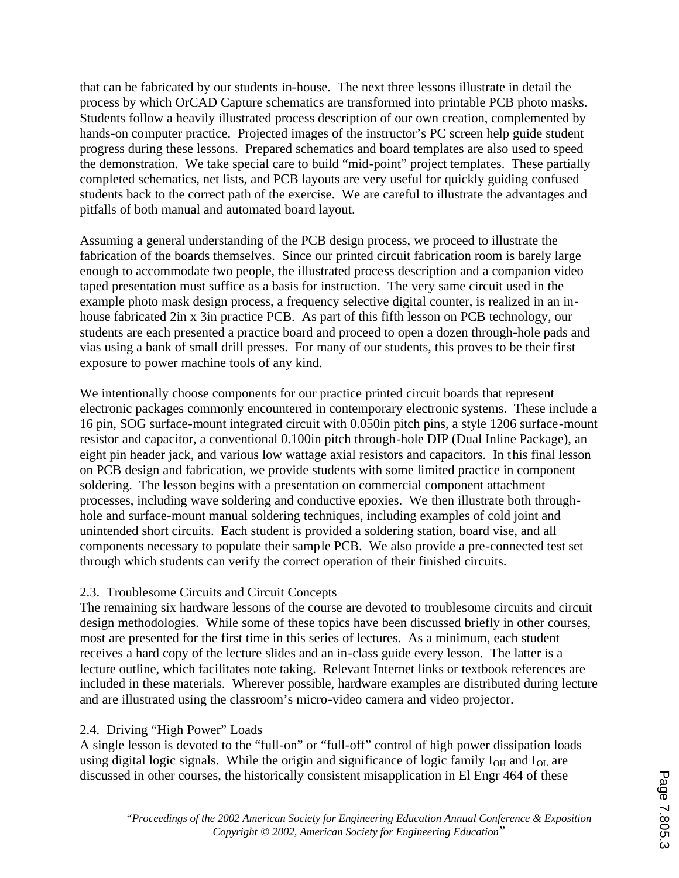that can be fabricated by our students in-house. The next three lessons illustrate in detail the process by which OrCAD Capture schematics are transformed into printable PCB photo masks. Students follow a heavily illustrated process description of our own creation, complemented by hands-on computer practice. Projected images of the instructor's PC screen help guide student progress during these lessons. Prepared schematics and board templates are also used to speed the demonstration. We take special care to build "mid-point" project templates. These partially completed schematics, net lists, and PCB layouts are very useful for quickly guiding confused students back to the correct path of the exercise. We are careful to illustrate the advantages and pitfalls of both manual and automated board layout.

Assuming a general understanding of the PCB design process, we proceed to illustrate the fabrication of the boards themselves. Since our printed circuit fabrication room is barely large enough to accommodate two people, the illustrated process description and a companion video taped presentation must suffice as a basis for instruction. The very same circuit used in the example photo mask design process, a frequency selective digital counter, is realized in an in-house fabricated 2in x 3in practice PCB. As part of this fifth lesson on PCB technology, our students are each presented a practice board and proceed to open a dozen through-hole pads and vias using a bank of small drill presses. For many of our students, this proves to be their first exposure to power machine tools of any kind.

We intentionally choose components for our practice printed circuit boards that represent electronic packages commonly encountered in contemporary electronic systems. These include a 16 pin, SOG surface-mount integrated circuit with 0.050in pitch pins, a style 1206 surface-mount resistor and capacitor, a conventional 0.100in pitch through-hole DIP (Dual Inline Package), an eight pin header jack, and various low wattage axial resistors and capacitors. In this final lesson on PCB design and fabrication, we provide students with some limited practice in component soldering. The lesson begins with a presentation on commercial component attachment processes, including wave soldering and conductive epoxies. We then illustrate both through-hole and surface-mount manual soldering techniques, including examples of cold joint and unintended short circuits. Each student is provided a soldering station, board vise, and all components necessary to populate their sample PCB. We also provide a pre-connected test set through which students can verify the correct operation of their finished circuits.

### 2.3. Troublesome Circuits and Circuit Concepts

The remaining six hardware lessons of the course are devoted to troublesome circuits and circuit design methodologies. While some of these topics have been discussed briefly in other courses, most are presented for the first time in this series of lectures. As a minimum, each student receives a hard copy of the lecture slides and an in-class guide every lesson. The latter is a lecture outline, which facilitates note taking. Relevant Internet links or textbook references are included in these materials. Wherever possible, hardware examples are distributed during lecture and are illustrated using the classroom's micro-video camera and video projector.

### 2.4. Driving "High Power" Loads

A single lesson is devoted to the "full-on" or "full-off" control of high power dissipation loads using digital logic signals. While the origin and significance of logic family $I_{OH}$ and $I_{OL}$ are discussed in other courses, the historically consistent misapplication in El Engr 464 of these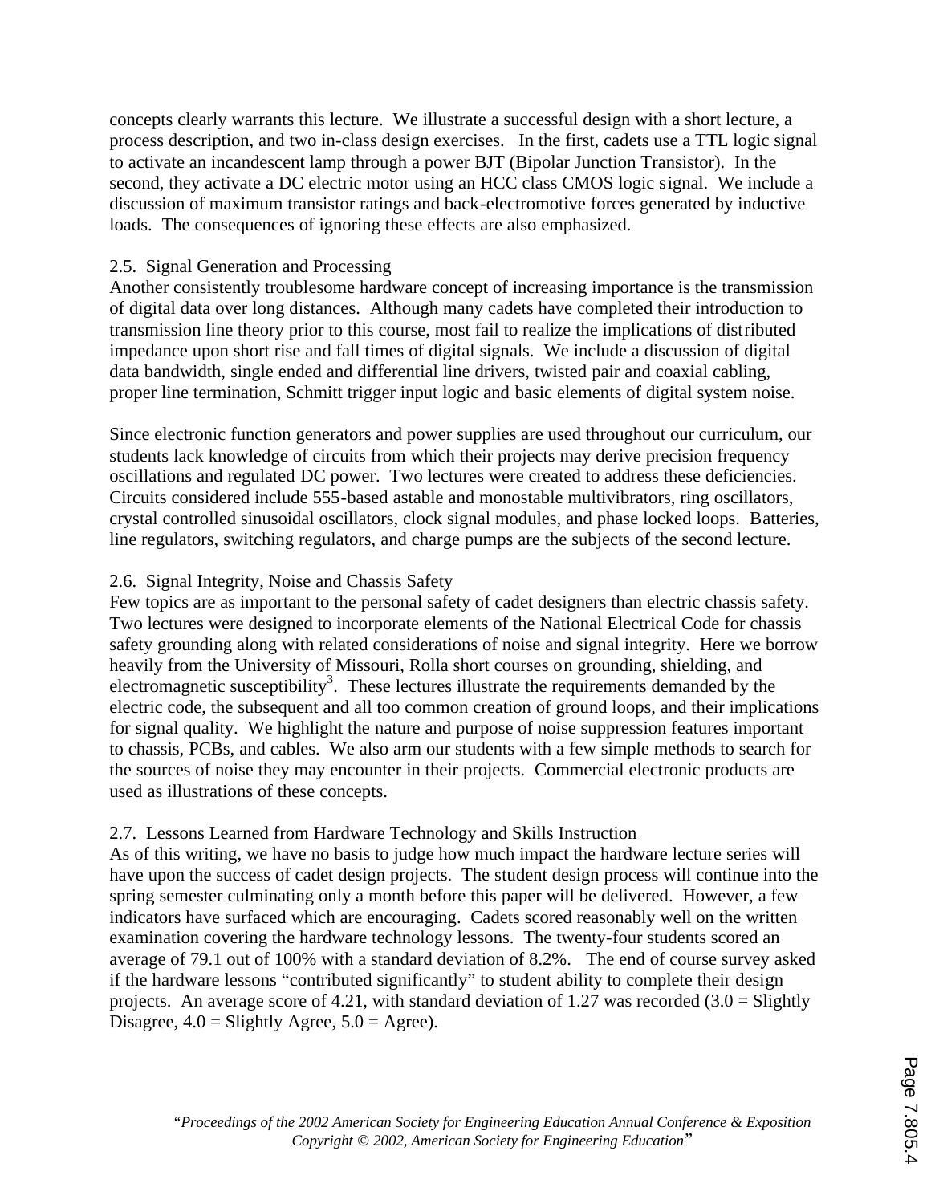concepts clearly warrants this lecture. We illustrate a successful design with a short lecture, a process description, and two in-class design exercises. In the first, cadets use a TTL logic signal to activate an incandescent lamp through a power BJT (Bipolar Junction Transistor). In the second, they activate a DC electric motor using an HCC class CMOS logic signal. We include a discussion of maximum transistor ratings and back-electromotive forces generated by inductive loads. The consequences of ignoring these effects are also emphasized.

### 2.5. Signal Generation and Processing

Another consistently troublesome hardware concept of increasing importance is the transmission of digital data over long distances. Although many cadets have completed their introduction to transmission line theory prior to this course, most fail to realize the implications of distributed impedance upon short rise and fall times of digital signals. We include a discussion of digital data bandwidth, single ended and differential line drivers, twisted pair and coaxial cabling, proper line termination, Schmitt trigger input logic and basic elements of digital system noise.

Since electronic function generators and power supplies are used throughout our curriculum, our students lack knowledge of circuits from which their projects may derive precision frequency oscillations and regulated DC power. Two lectures were created to address these deficiencies. Circuits considered include 555-based astable and monostable multivibrators, ring oscillators, crystal controlled sinusoidal oscillators, clock signal modules, and phase locked loops. Batteries, line regulators, switching regulators, and charge pumps are the subjects of the second lecture.

### 2.6. Signal Integrity, Noise and Chassis Safety

Few topics are as important to the personal safety of cadet designers than electric chassis safety. Two lectures were designed to incorporate elements of the National Electrical Code for chassis safety grounding along with related considerations of noise and signal integrity. Here we borrow heavily from the University of Missouri, Rolla short courses on grounding, shielding, and electromagnetic susceptibility[3]. These lectures illustrate the requirements demanded by the electric code, the subsequent and all too common creation of ground loops, and their implications for signal quality. We highlight the nature and purpose of noise suppression features important to chassis, PCBs, and cables. We also arm our students with a few simple methods to search for the sources of noise they may encounter in their projects. Commercial electronic products are used as illustrations of these concepts.

### 2.7. Lessons Learned from Hardware Technology and Skills Instruction

As of this writing, we have no basis to judge how much impact the hardware lecture series will have upon the success of cadet design projects. The student design process will continue into the spring semester culminating only a month before this paper will be delivered. However, a few indicators have surfaced which are encouraging. Cadets scored reasonably well on the written examination covering the hardware technology lessons. The twenty-four students scored an average of 79.1 out of 100% with a standard deviation of 8.2%. The end of course survey asked if the hardware lessons "contributed significantly" to student ability to complete their design projects. An average score of 4.21, with standard deviation of 1.27 was recorded (3.0 = Slightly Disagree, 4.0 = Slightly Agree, 5.0 = Agree).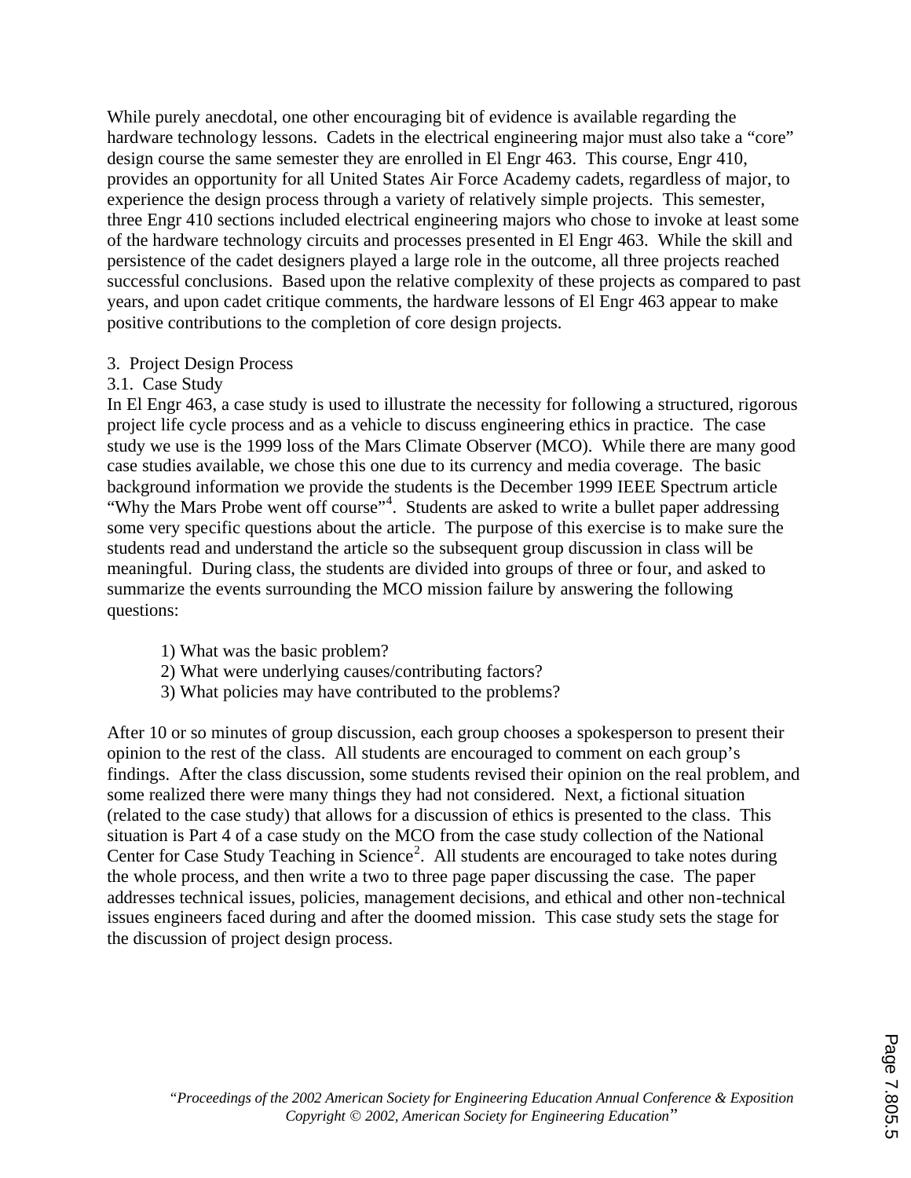While purely anecdotal, one other encouraging bit of evidence is available regarding the hardware technology lessons. Cadets in the electrical engineering major must also take a "core" design course the same semester they are enrolled in El Engr 463. This course, Engr 410, provides an opportunity for all United States Air Force Academy cadets, regardless of major, to experience the design process through a variety of relatively simple projects. This semester, three Engr 410 sections included electrical engineering majors who chose to invoke at least some of the hardware technology circuits and processes presented in El Engr 463. While the skill and persistence of the cadet designers played a large role in the outcome, all three projects reached successful conclusions. Based upon the relative complexity of these projects as compared to past years, and upon cadet critique comments, the hardware lessons of El Engr 463 appear to make positive contributions to the completion of core design projects.

## 3. Project Design Process

### 3.1. Case Study

In El Engr 463, a case study is used to illustrate the necessity for following a structured, rigorous project life cycle process and as a vehicle to discuss engineering ethics in practice. The case study we use is the 1999 loss of the Mars Climate Observer (MCO). While there are many good case studies available, we chose this one due to its currency and media coverage. The basic background information we provide the students is the December 1999 IEEE Spectrum article "Why the Mars Probe went off course"[4]. Students are asked to write a bullet paper addressing some very specific questions about the article. The purpose of this exercise is to make sure the students read and understand the article so the subsequent group discussion in class will be meaningful. During class, the students are divided into groups of three or four, and asked to summarize the events surrounding the MCO mission failure by answering the following questions:

1) What was the basic problem?
2) What were underlying causes/contributing factors?
3) What policies may have contributed to the problems?

After 10 or so minutes of group discussion, each group chooses a spokesperson to present their opinion to the rest of the class. All students are encouraged to comment on each group's findings. After the class discussion, some students revised their opinion on the real problem, and some realized there were many things they had not considered. Next, a fictional situation (related to the case study) that allows for a discussion of ethics is presented to the class. This situation is Part 4 of a case study on the MCO from the case study collection of the National Center for Case Study Teaching in Science[2]. All students are encouraged to take notes during the whole process, and then write a two to three page paper discussing the case. The paper addresses technical issues, policies, management decisions, and ethical and other non-technical issues engineers faced during and after the doomed mission. This case study sets the stage for the discussion of project design process.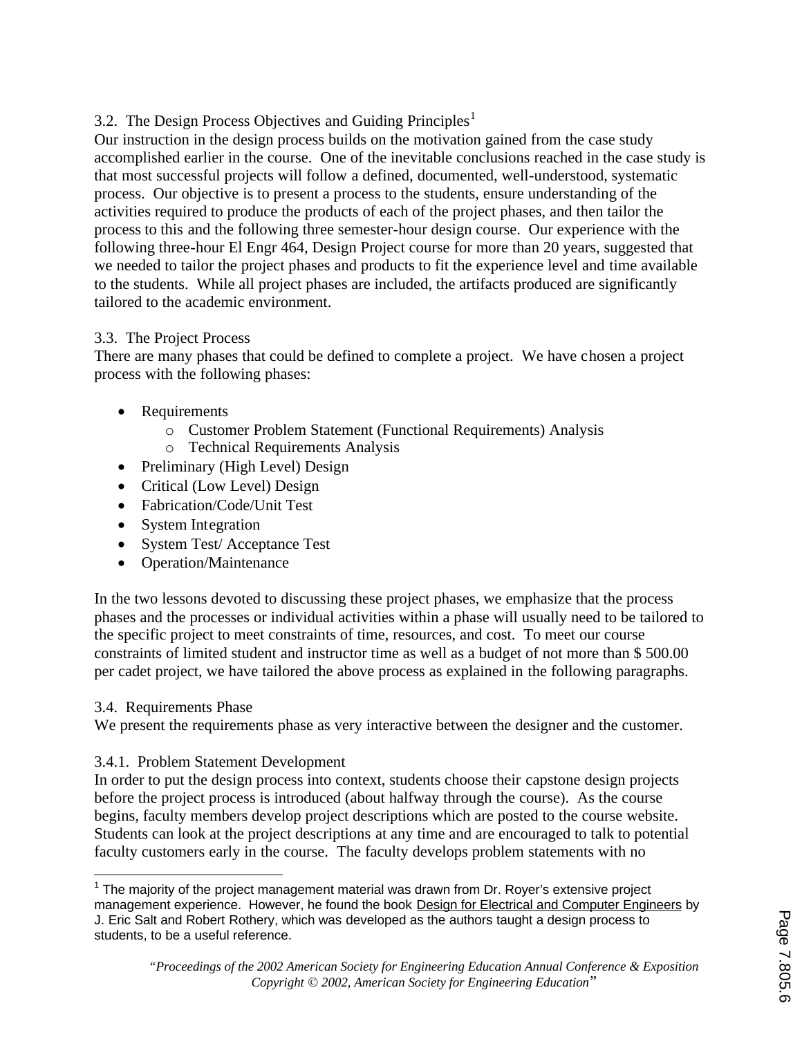### 3.2. The Design Process Objectives and Guiding Principles[1]

Our instruction in the design process builds on the motivation gained from the case study accomplished earlier in the course. One of the inevitable conclusions reached in the case study is that most successful projects will follow a defined, documented, well-understood, systematic process. Our objective is to present a process to the students, ensure understanding of the activities required to produce the products of each of the project phases, and then tailor the process to this and the following three semester-hour design course. Our experience with the following three-hour El Engr 464, Design Project course for more than 20 years, suggested that we needed to tailor the project phases and products to fit the experience level and time available to the students. While all project phases are included, the artifacts produced are significantly tailored to the academic environment.

### 3.3. The Project Process

There are many phases that could be defined to complete a project. We have chosen a project process with the following phases:

- Requirements
    - Customer Problem Statement (Functional Requirements) Analysis
    - Technical Requirements Analysis
- Preliminary (High Level) Design
- Critical (Low Level) Design
- Fabrication/Code/Unit Test
- System Integration
- System Test/ Acceptance Test
- Operation/Maintenance

In the two lessons devoted to discussing these project phases, we emphasize that the process phases and the processes or individual activities within a phase will usually need to be tailored to the specific project to meet constraints of time, resources, and cost. To meet our course constraints of limited student and instructor time as well as a budget of not more than $ 500.00 per cadet project, we have tailored the above process as explained in the following paragraphs.

### 3.4. Requirements Phase

We present the requirements phase as very interactive between the designer and the customer.

#### 3.4.1. Problem Statement Development

In order to put the design process into context, students choose their capstone design projects before the project process is introduced (about halfway through the course). As the course begins, faculty members develop project descriptions which are posted to the course website. Students can look at the project descriptions at any time and are encouraged to talk to potential faculty customers early in the course. The faculty develops problem statements with no

---

[1] The majority of the project management material was drawn from Dr. Royer's extensive project management experience. However, he found the book Design for Electrical and Computer Engineers by J. Eric Salt and Robert Rothery, which was developed as the authors taught a design process to students, to be a useful reference.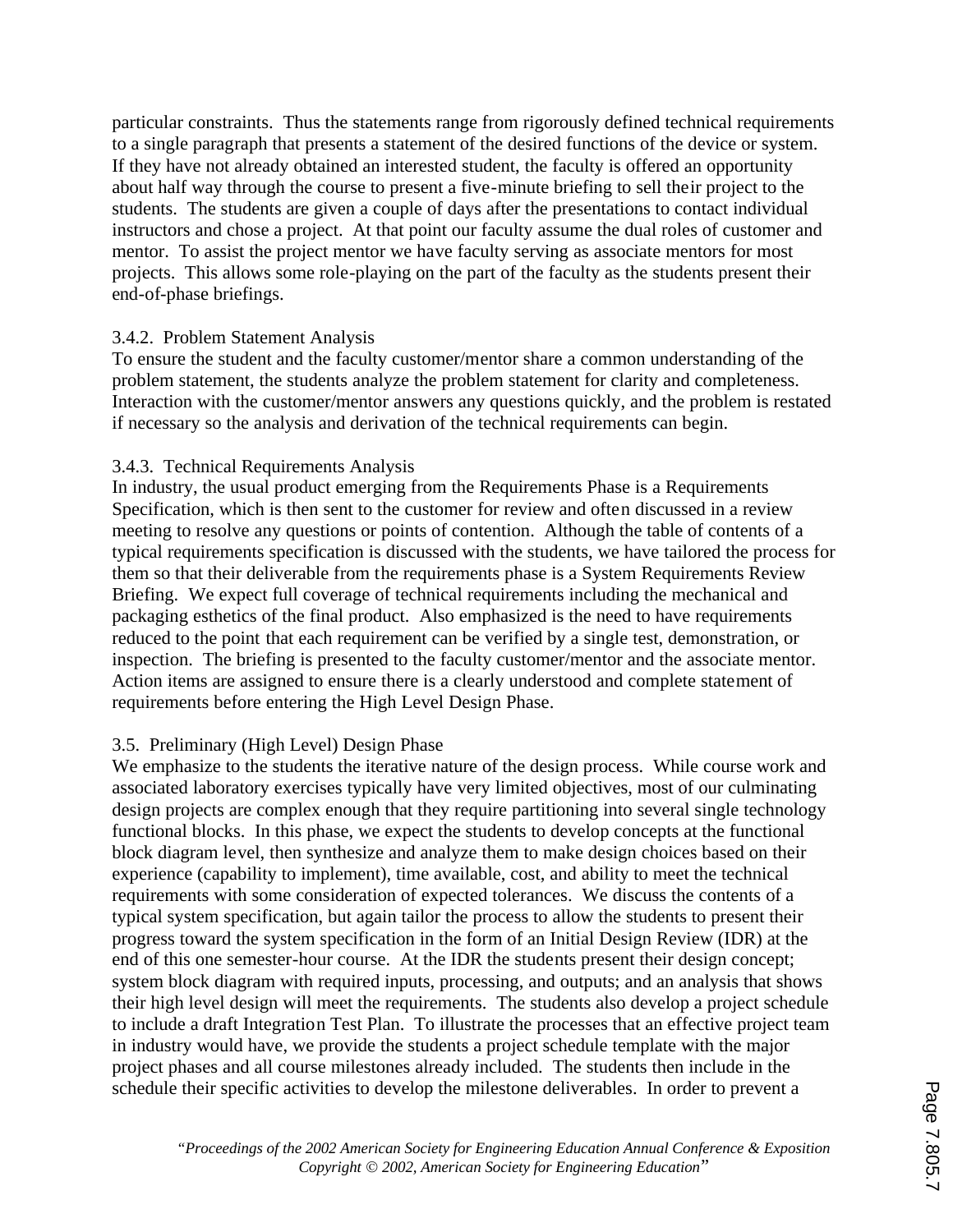particular constraints. Thus the statements range from rigorously defined technical requirements to a single paragraph that presents a statement of the desired functions of the device or system. If they have not already obtained an interested student, the faculty is offered an opportunity about half way through the course to present a five-minute briefing to sell their project to the students. The students are given a couple of days after the presentations to contact individual instructors and chose a project. At that point our faculty assume the dual roles of customer and mentor. To assist the project mentor we have faculty serving as associate mentors for most projects. This allows some role-playing on the part of the faculty as the students present their end-of-phase briefings.

### 3.4.2. Problem Statement Analysis

To ensure the student and the faculty customer/mentor share a common understanding of the problem statement, the students analyze the problem statement for clarity and completeness. Interaction with the customer/mentor answers any questions quickly, and the problem is restated if necessary so the analysis and derivation of the technical requirements can begin.

### 3.4.3. Technical Requirements Analysis

In industry, the usual product emerging from the Requirements Phase is a Requirements Specification, which is then sent to the customer for review and often discussed in a review meeting to resolve any questions or points of contention. Although the table of contents of a typical requirements specification is discussed with the students, we have tailored the process for them so that their deliverable from the requirements phase is a System Requirements Review Briefing. We expect full coverage of technical requirements including the mechanical and packaging esthetics of the final product. Also emphasized is the need to have requirements reduced to the point that each requirement can be verified by a single test, demonstration, or inspection. The briefing is presented to the faculty customer/mentor and the associate mentor. Action items are assigned to ensure there is a clearly understood and complete statement of requirements before entering the High Level Design Phase.

## 3.5. Preliminary (High Level) Design Phase

We emphasize to the students the iterative nature of the design process. While course work and associated laboratory exercises typically have very limited objectives, most of our culminating design projects are complex enough that they require partitioning into several single technology functional blocks. In this phase, we expect the students to develop concepts at the functional block diagram level, then synthesize and analyze them to make design choices based on their experience (capability to implement), time available, cost, and ability to meet the technical requirements with some consideration of expected tolerances. We discuss the contents of a typical system specification, but again tailor the process to allow the students to present their progress toward the system specification in the form of an Initial Design Review (IDR) at the end of this one semester-hour course. At the IDR the students present their design concept; system block diagram with required inputs, processing, and outputs; and an analysis that shows their high level design will meet the requirements. The students also develop a project schedule to include a draft Integration Test Plan. To illustrate the processes that an effective project team in industry would have, we provide the students a project schedule template with the major project phases and all course milestones already included. The students then include in the schedule their specific activities to develop the milestone deliverables. In order to prevent a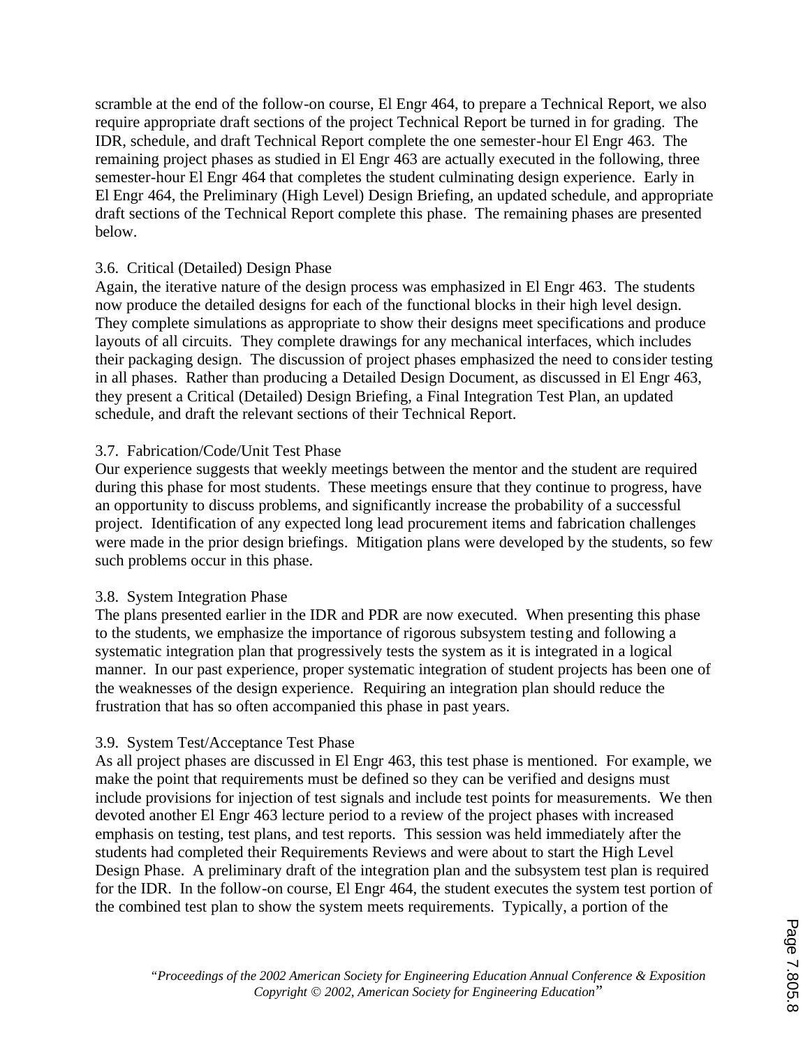scramble at the end of the follow-on course, El Engr 464, to prepare a Technical Report, we also require appropriate draft sections of the project Technical Report be turned in for grading. The IDR, schedule, and draft Technical Report complete the one semester-hour El Engr 463. The remaining project phases as studied in El Engr 463 are actually executed in the following, three semester-hour El Engr 464 that completes the student culminating design experience. Early in El Engr 464, the Preliminary (High Level) Design Briefing, an updated schedule, and appropriate draft sections of the Technical Report complete this phase. The remaining phases are presented below.

### 3.6. Critical (Detailed) Design Phase

Again, the iterative nature of the design process was emphasized in El Engr 463. The students now produce the detailed designs for each of the functional blocks in their high level design. They complete simulations as appropriate to show their designs meet specifications and produce layouts of all circuits. They complete drawings for any mechanical interfaces, which includes their packaging design. The discussion of project phases emphasized the need to consider testing in all phases. Rather than producing a Detailed Design Document, as discussed in El Engr 463, they present a Critical (Detailed) Design Briefing, a Final Integration Test Plan, an updated schedule, and draft the relevant sections of their Technical Report.

### 3.7. Fabrication/Code/Unit Test Phase

Our experience suggests that weekly meetings between the mentor and the student are required during this phase for most students. These meetings ensure that they continue to progress, have an opportunity to discuss problems, and significantly increase the probability of a successful project. Identification of any expected long lead procurement items and fabrication challenges were made in the prior design briefings. Mitigation plans were developed by the students, so few such problems occur in this phase.

### 3.8. System Integration Phase

The plans presented earlier in the IDR and PDR are now executed. When presenting this phase to the students, we emphasize the importance of rigorous subsystem testing and following a systematic integration plan that progressively tests the system as it is integrated in a logical manner. In our past experience, proper systematic integration of student projects has been one of the weaknesses of the design experience. Requiring an integration plan should reduce the frustration that has so often accompanied this phase in past years.

### 3.9. System Test/Acceptance Test Phase

As all project phases are discussed in El Engr 463, this test phase is mentioned. For example, we make the point that requirements must be defined so they can be verified and designs must include provisions for injection of test signals and include test points for measurements. We then devoted another El Engr 463 lecture period to a review of the project phases with increased emphasis on testing, test plans, and test reports. This session was held immediately after the students had completed their Requirements Reviews and were about to start the High Level Design Phase. A preliminary draft of the integration plan and the subsystem test plan is required for the IDR. In the follow-on course, El Engr 464, the student executes the system test portion of the combined test plan to show the system meets requirements. Typically, a portion of the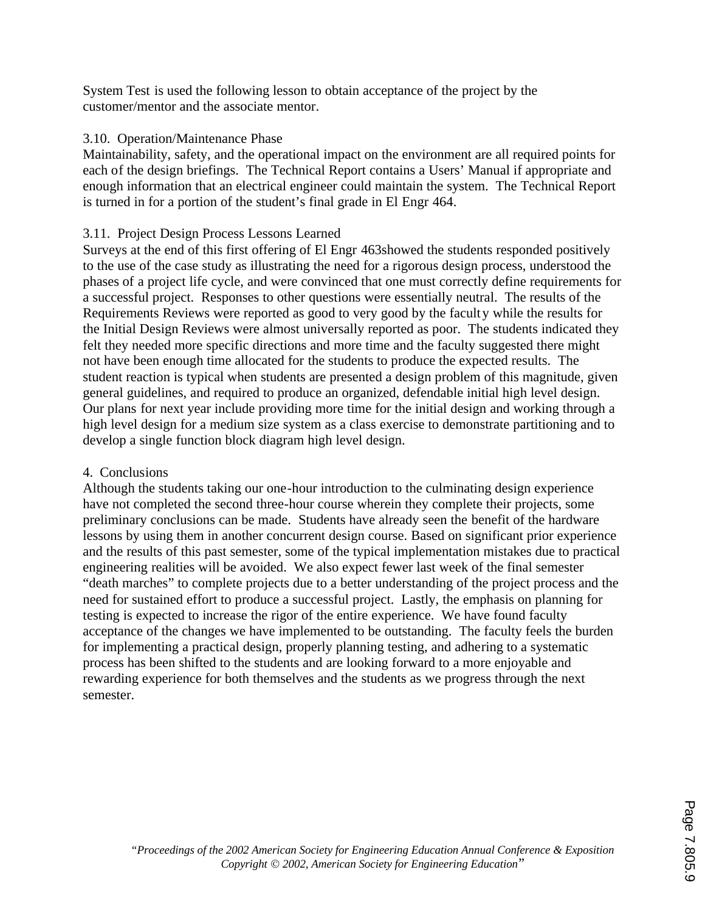System Test is used the following lesson to obtain acceptance of the project by the customer/mentor and the associate mentor.

### 3.10. Operation/Maintenance Phase

Maintainability, safety, and the operational impact on the environment are all required points for each of the design briefings. The Technical Report contains a Users' Manual if appropriate and enough information that an electrical engineer could maintain the system. The Technical Report is turned in for a portion of the student's final grade in El Engr 464.

### 3.11. Project Design Process Lessons Learned

Surveys at the end of this first offering of El Engr 463showed the students responded positively to the use of the case study as illustrating the need for a rigorous design process, understood the phases of a project life cycle, and were convinced that one must correctly define requirements for a successful project. Responses to other questions were essentially neutral. The results of the Requirements Reviews were reported as good to very good by the faculty while the results for the Initial Design Reviews were almost universally reported as poor. The students indicated they felt they needed more specific directions and more time and the faculty suggested there might not have been enough time allocated for the students to produce the expected results. The student reaction is typical when students are presented a design problem of this magnitude, given general guidelines, and required to produce an organized, defendable initial high level design. Our plans for next year include providing more time for the initial design and working through a high level design for a medium size system as a class exercise to demonstrate partitioning and to develop a single function block diagram high level design.

## 4. Conclusions

Although the students taking our one-hour introduction to the culminating design experience have not completed the second three-hour course wherein they complete their projects, some preliminary conclusions can be made. Students have already seen the benefit of the hardware lessons by using them in another concurrent design course. Based on significant prior experience and the results of this past semester, some of the typical implementation mistakes due to practical engineering realities will be avoided. We also expect fewer last week of the final semester "death marches" to complete projects due to a better understanding of the project process and the need for sustained effort to produce a successful project. Lastly, the emphasis on planning for testing is expected to increase the rigor of the entire experience. We have found faculty acceptance of the changes we have implemented to be outstanding. The faculty feels the burden for implementing a practical design, properly planning testing, and adhering to a systematic process has been shifted to the students and are looking forward to a more enjoyable and rewarding experience for both themselves and the students as we progress through the next semester.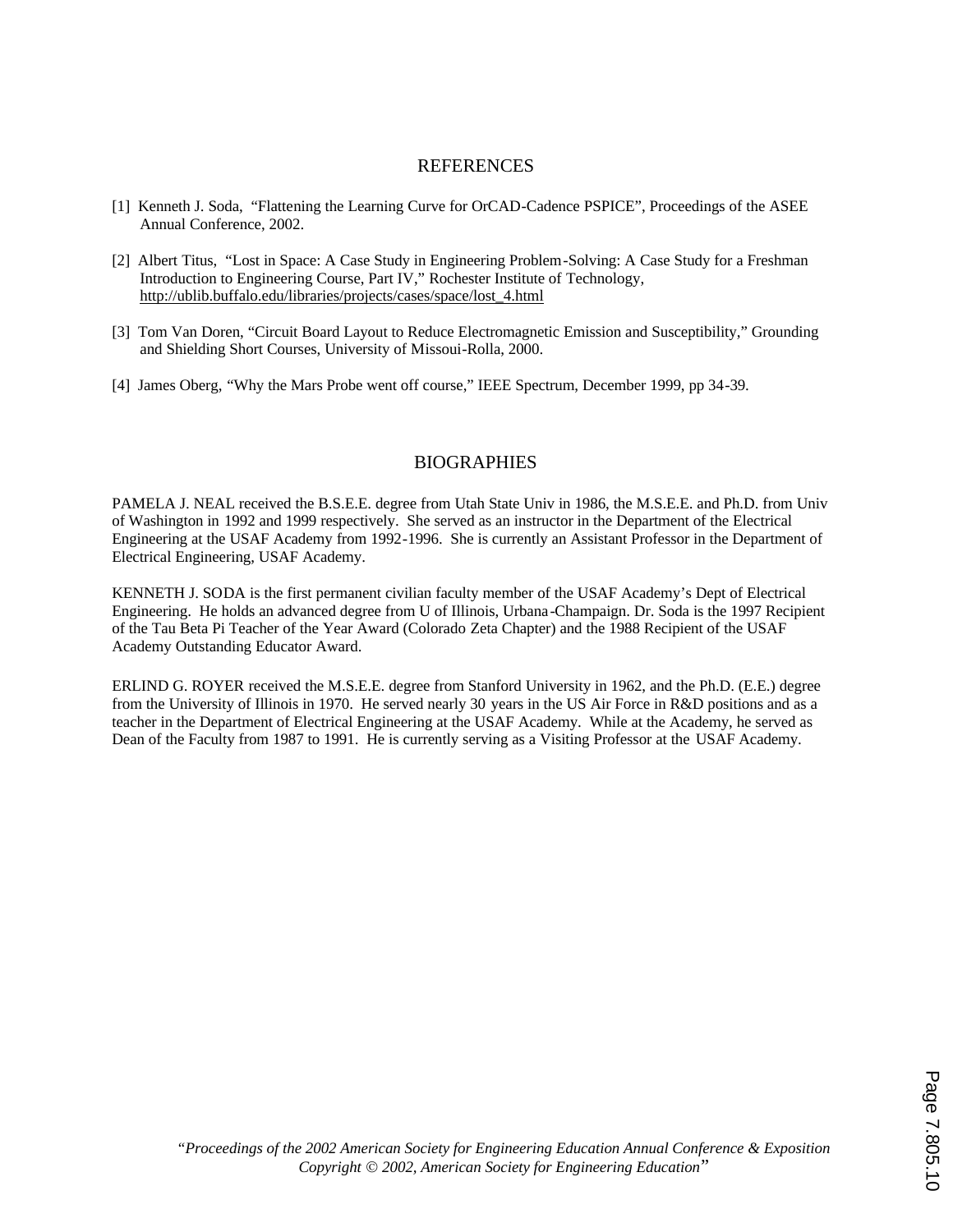## REFERENCES

[1] Kenneth J. Soda, "Flattening the Learning Curve for OrCAD-Cadence PSPICE", Proceedings of the ASEE Annual Conference, 2002.

[2] Albert Titus, "Lost in Space: A Case Study in Engineering Problem-Solving: A Case Study for a Freshman Introduction to Engineering Course, Part IV," Rochester Institute of Technology, http://ublib.buffalo.edu/libraries/projects/cases/space/lost_4.html

[3] Tom Van Doren, "Circuit Board Layout to Reduce Electromagnetic Emission and Susceptibility," Grounding and Shielding Short Courses, University of Missoui-Rolla, 2000.

[4] James Oberg, "Why the Mars Probe went off course," IEEE Spectrum, December 1999, pp 34-39.

## BIOGRAPHIES

PAMELA J. NEAL received the B.S.E.E. degree from Utah State Univ in 1986, the M.S.E.E. and Ph.D. from Univ of Washington in 1992 and 1999 respectively. She served as an instructor in the Department of the Electrical Engineering at the USAF Academy from 1992-1996. She is currently an Assistant Professor in the Department of Electrical Engineering, USAF Academy.

KENNETH J. SODA is the first permanent civilian faculty member of the USAF Academy's Dept of Electrical Engineering. He holds an advanced degree from U of Illinois, Urbana-Champaign. Dr. Soda is the 1997 Recipient of the Tau Beta Pi Teacher of the Year Award (Colorado Zeta Chapter) and the 1988 Recipient of the USAF Academy Outstanding Educator Award.

ERLIND G. ROYER received the M.S.E.E. degree from Stanford University in 1962, and the Ph.D. (E.E.) degree from the University of Illinois in 1970. He served nearly 30 years in the US Air Force in R&D positions and as a teacher in the Department of Electrical Engineering at the USAF Academy. While at the Academy, he served as Dean of the Faculty from 1987 to 1991. He is currently serving as a Visiting Professor at the USAF Academy.